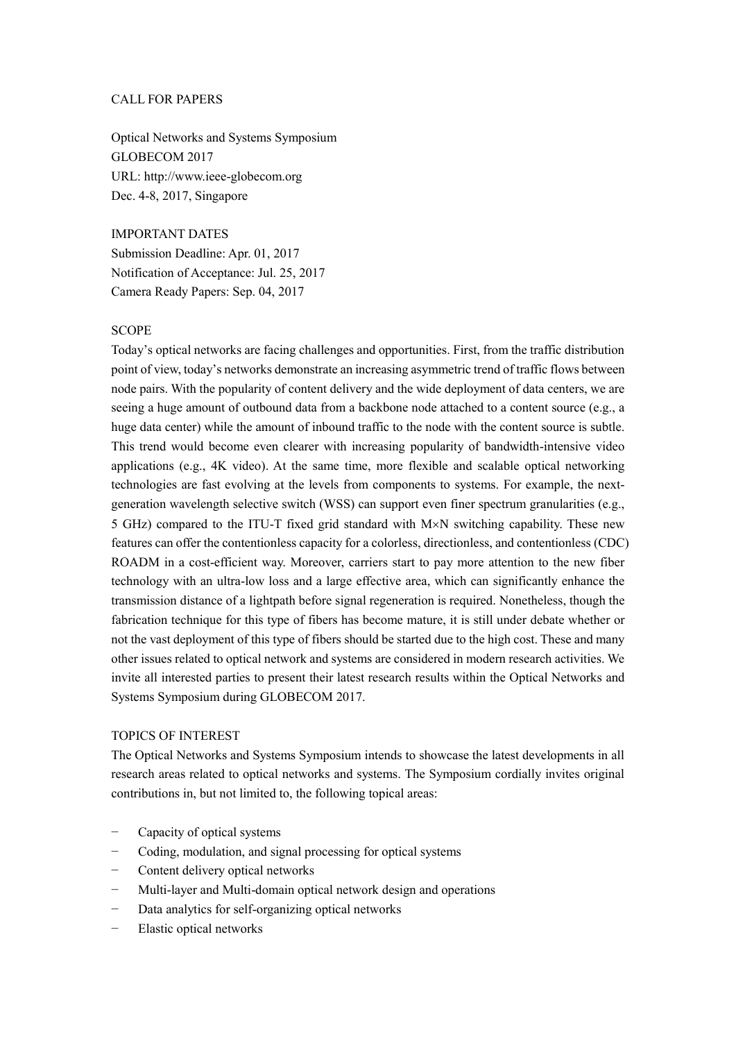# CALL FOR PAPERS

Optical Networks and Systems Symposium
GLOBECOM 2017
URL: http://www.ieee-globecom.org
Dec. 4-8, 2017, Singapore

## IMPORTANT DATES

Submission Deadline: Apr. 01, 2017
Notification of Acceptance: Jul. 25, 2017
Camera Ready Papers: Sep. 04, 2017

## SCOPE

Today's optical networks are facing challenges and opportunities. First, from the traffic distribution point of view, today's networks demonstrate an increasing asymmetric trend of traffic flows between node pairs. With the popularity of content delivery and the wide deployment of data centers, we are seeing a huge amount of outbound data from a backbone node attached to a content source (e.g., a huge data center) while the amount of inbound traffic to the node with the content source is subtle. This trend would become even clearer with increasing popularity of bandwidth-intensive video applications (e.g., 4K video). At the same time, more flexible and scalable optical networking technologies are fast evolving at the levels from components to systems. For example, the next-generation wavelength selective switch (WSS) can support even finer spectrum granularities (e.g., 5 GHz) compared to the ITU-T fixed grid standard with $M \times N$ switching capability. These new features can offer the contentionless capacity for a colorless, directionless, and contentionless (CDC) ROADM in a cost-efficient way. Moreover, carriers start to pay more attention to the new fiber technology with an ultra-low loss and a large effective area, which can significantly enhance the transmission distance of a lightpath before signal regeneration is required. Nonetheless, though the fabrication technique for this type of fibers has become mature, it is still under debate whether or not the vast deployment of this type of fibers should be started due to the high cost. These and many other issues related to optical network and systems are considered in modern research activities. We invite all interested parties to present their latest research results within the Optical Networks and Systems Symposium during GLOBECOM 2017.

## TOPICS OF INTEREST

The Optical Networks and Systems Symposium intends to showcase the latest developments in all research areas related to optical networks and systems. The Symposium cordially invites original contributions in, but not limited to, the following topical areas:

- Capacity of optical systems
- Coding, modulation, and signal processing for optical systems
- Content delivery optical networks
- Multi-layer and Multi-domain optical network design and operations
- Data analytics for self-organizing optical networks
- Elastic optical networks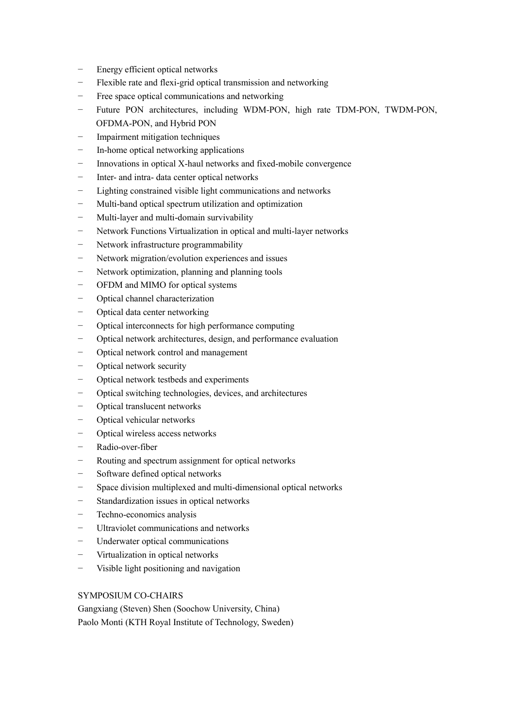- Energy efficient optical networks
- Flexible rate and flexi-grid optical transmission and networking
- Free space optical communications and networking
- Future PON architectures, including WDM-PON, high rate TDM-PON, TWDM-PON, OFDMA-PON, and Hybrid PON
- Impairment mitigation techniques
- In-home optical networking applications
- Innovations in optical X-haul networks and fixed-mobile convergence
- Inter- and intra- data center optical networks
- Lighting constrained visible light communications and networks
- Multi-band optical spectrum utilization and optimization
- Multi-layer and multi-domain survivability
- Network Functions Virtualization in optical and multi-layer networks
- Network infrastructure programmability
- Network migration/evolution experiences and issues
- Network optimization, planning and planning tools
- OFDM and MIMO for optical systems
- Optical channel characterization
- Optical data center networking
- Optical interconnects for high performance computing
- Optical network architectures, design, and performance evaluation
- Optical network control and management
- Optical network security
- Optical network testbeds and experiments
- Optical switching technologies, devices, and architectures
- Optical translucent networks
- Optical vehicular networks
- Optical wireless access networks
- Radio-over-fiber
- Routing and spectrum assignment for optical networks
- Software defined optical networks
- Space division multiplexed and multi-dimensional optical networks
- Standardization issues in optical networks
- Techno-economics analysis
- Ultraviolet communications and networks
- Underwater optical communications
- Virtualization in optical networks
- Visible light positioning and navigation

SYMPOSIUM CO-CHAIRS

Gangxiang (Steven) Shen (Soochow University, China)

Paolo Monti (KTH Royal Institute of Technology, Sweden)